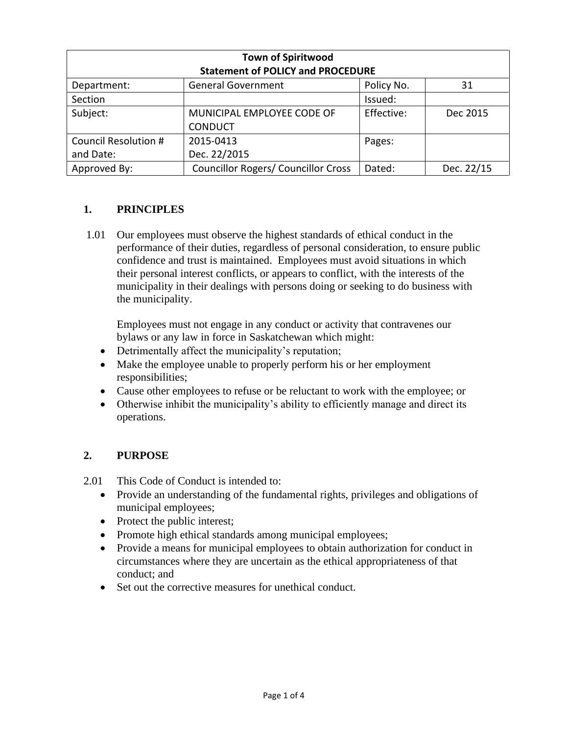| Town of Spiritwood<br>Statement of POLICY and PROCEDURE | | | |
|---|---|---|---|
| Department: | General Government | Policy No. | 31 |
| Section | | Issued: | |
| Subject: | MUNICIPAL EMPLOYEE CODE OF CONDUCT | Effective: | Dec 2015 |
| Council Resolution # and Date: | 2015-0413<br>Dec. 22/2015 | Pages: | |
| Approved By: | Councillor Rogers/ Councillor Cross | Dated: | Dec. 22/15 |

## 1. PRINCIPLES

1.01 Our employees must observe the highest standards of ethical conduct in the performance of their duties, regardless of personal consideration, to ensure public confidence and trust is maintained. Employees must avoid situations in which their personal interest conflicts, or appears to conflict, with the interests of the municipality in their dealings with persons doing or seeking to do business with the municipality.

Employees must not engage in any conduct or activity that contravenes our bylaws or any law in force in Saskatchewan which might:

- Detrimentally affect the municipality's reputation;
- Make the employee unable to properly perform his or her employment responsibilities;
- Cause other employees to refuse or be reluctant to work with the employee; or
- Otherwise inhibit the municipality's ability to efficiently manage and direct its operations.

## 2. PURPOSE

2.01 This Code of Conduct is intended to:

- Provide an understanding of the fundamental rights, privileges and obligations of municipal employees;
- Protect the public interest;
- Promote high ethical standards among municipal employees;
- Provide a means for municipal employees to obtain authorization for conduct in circumstances where they are uncertain as the ethical appropriateness of that conduct; and
- Set out the corrective measures for unethical conduct.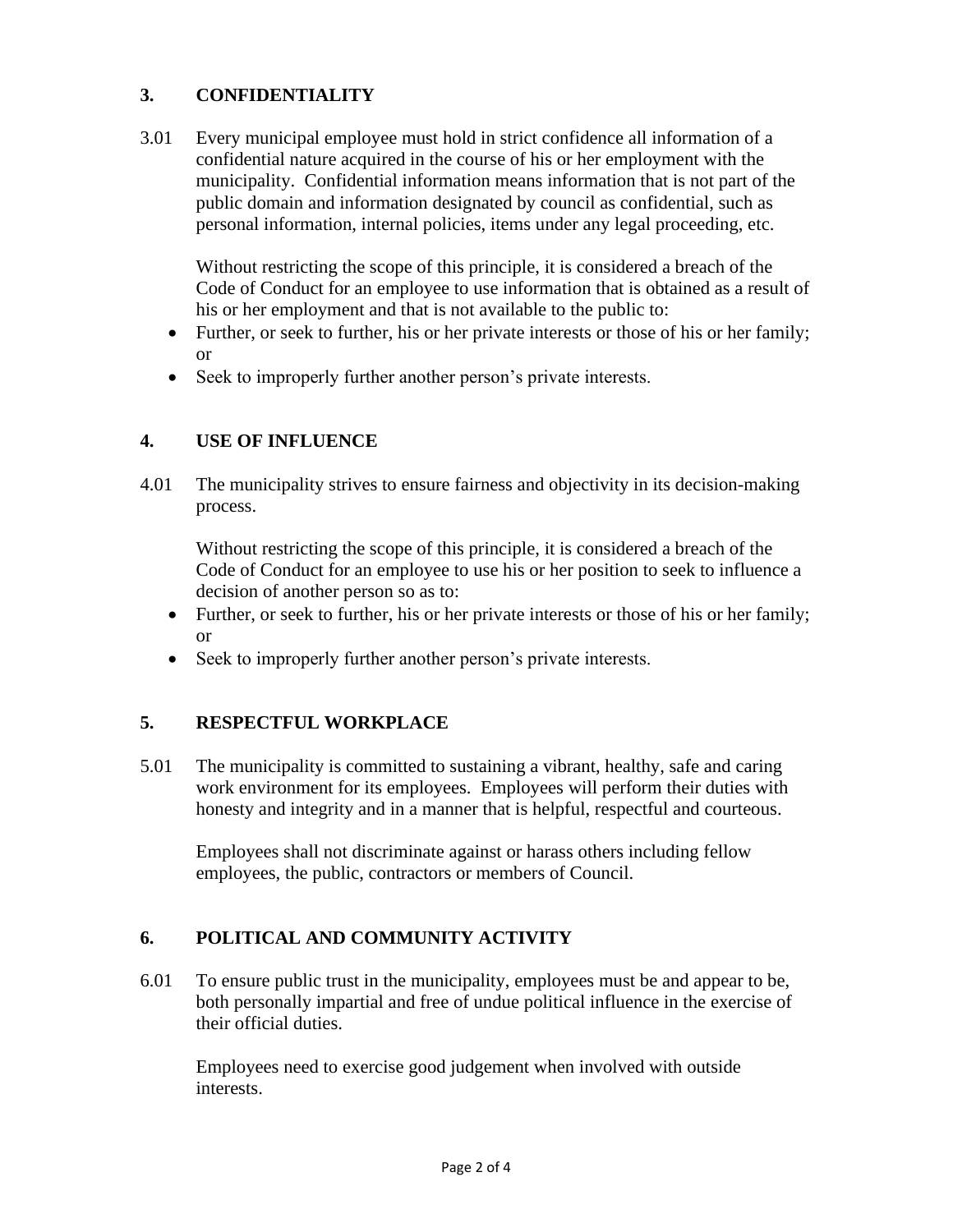## 3. CONFIDENTIALITY

3.01 Every municipal employee must hold in strict confidence all information of a confidential nature acquired in the course of his or her employment with the municipality. Confidential information means information that is not part of the public domain and information designated by council as confidential, such as personal information, internal policies, items under any legal proceeding, etc.

Without restricting the scope of this principle, it is considered a breach of the Code of Conduct for an employee to use information that is obtained as a result of his or her employment and that is not available to the public to:

- Further, or seek to further, his or her private interests or those of his or her family; or
- Seek to improperly further another person's private interests.

## 4. USE OF INFLUENCE

4.01 The municipality strives to ensure fairness and objectivity in its decision-making process.

Without restricting the scope of this principle, it is considered a breach of the Code of Conduct for an employee to use his or her position to seek to influence a decision of another person so as to:

- Further, or seek to further, his or her private interests or those of his or her family; or
- Seek to improperly further another person's private interests.

## 5. RESPECTFUL WORKPLACE

5.01 The municipality is committed to sustaining a vibrant, healthy, safe and caring work environment for its employees. Employees will perform their duties with honesty and integrity and in a manner that is helpful, respectful and courteous.

Employees shall not discriminate against or harass others including fellow employees, the public, contractors or members of Council.

## 6. POLITICAL AND COMMUNITY ACTIVITY

6.01 To ensure public trust in the municipality, employees must be and appear to be, both personally impartial and free of undue political influence in the exercise of their official duties.

Employees need to exercise good judgement when involved with outside interests.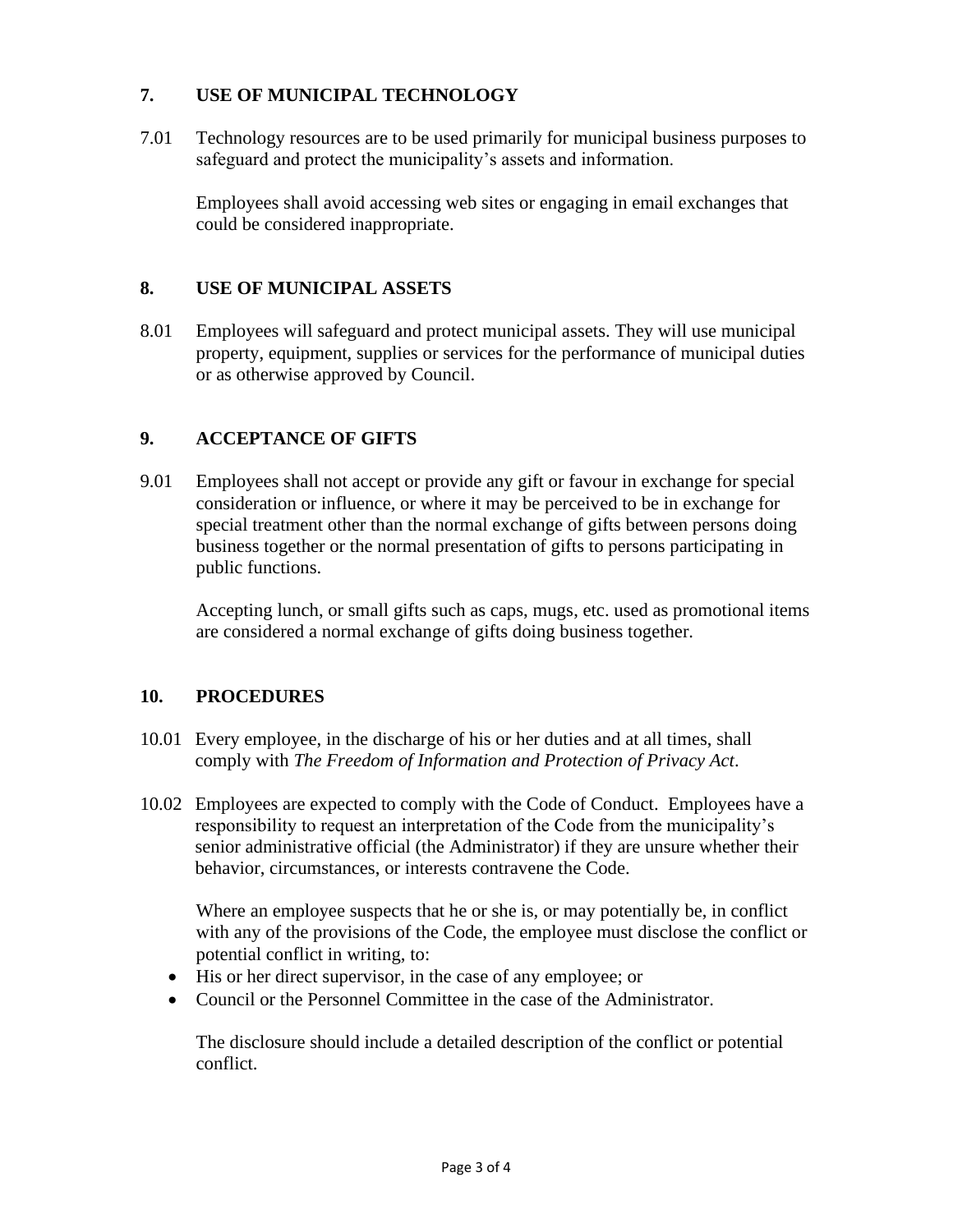## 7. USE OF MUNICIPAL TECHNOLOGY

7.01 Technology resources are to be used primarily for municipal business purposes to safeguard and protect the municipality's assets and information.

Employees shall avoid accessing web sites or engaging in email exchanges that could be considered inappropriate.

## 8. USE OF MUNICIPAL ASSETS

8.01 Employees will safeguard and protect municipal assets. They will use municipal property, equipment, supplies or services for the performance of municipal duties or as otherwise approved by Council.

## 9. ACCEPTANCE OF GIFTS

9.01 Employees shall not accept or provide any gift or favour in exchange for special consideration or influence, or where it may be perceived to be in exchange for special treatment other than the normal exchange of gifts between persons doing business together or the normal presentation of gifts to persons participating in public functions.

Accepting lunch, or small gifts such as caps, mugs, etc. used as promotional items are considered a normal exchange of gifts doing business together.

## 10. PROCEDURES

10.01 Every employee, in the discharge of his or her duties and at all times, shall comply with *The Freedom of Information and Protection of Privacy Act*.

10.02 Employees are expected to comply with the Code of Conduct. Employees have a responsibility to request an interpretation of the Code from the municipality's senior administrative official (the Administrator) if they are unsure whether their behavior, circumstances, or interests contravene the Code.

Where an employee suspects that he or she is, or may potentially be, in conflict with any of the provisions of the Code, the employee must disclose the conflict or potential conflict in writing, to:

- His or her direct supervisor, in the case of any employee; or
- Council or the Personnel Committee in the case of the Administrator.

The disclosure should include a detailed description of the conflict or potential conflict.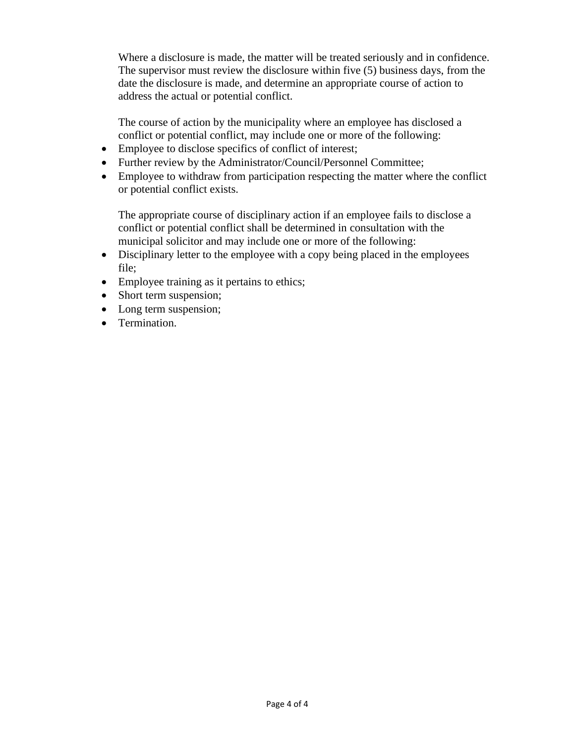Where a disclosure is made, the matter will be treated seriously and in confidence. The supervisor must review the disclosure within five (5) business days, from the date the disclosure is made, and determine an appropriate course of action to address the actual or potential conflict.

The course of action by the municipality where an employee has disclosed a conflict or potential conflict, may include one or more of the following:

- Employee to disclose specifics of conflict of interest;
- Further review by the Administrator/Council/Personnel Committee;
- Employee to withdraw from participation respecting the matter where the conflict or potential conflict exists.

The appropriate course of disciplinary action if an employee fails to disclose a conflict or potential conflict shall be determined in consultation with the municipal solicitor and may include one or more of the following:

- Disciplinary letter to the employee with a copy being placed in the employees file;
- Employee training as it pertains to ethics;
- Short term suspension;
- Long term suspension;
- Termination.